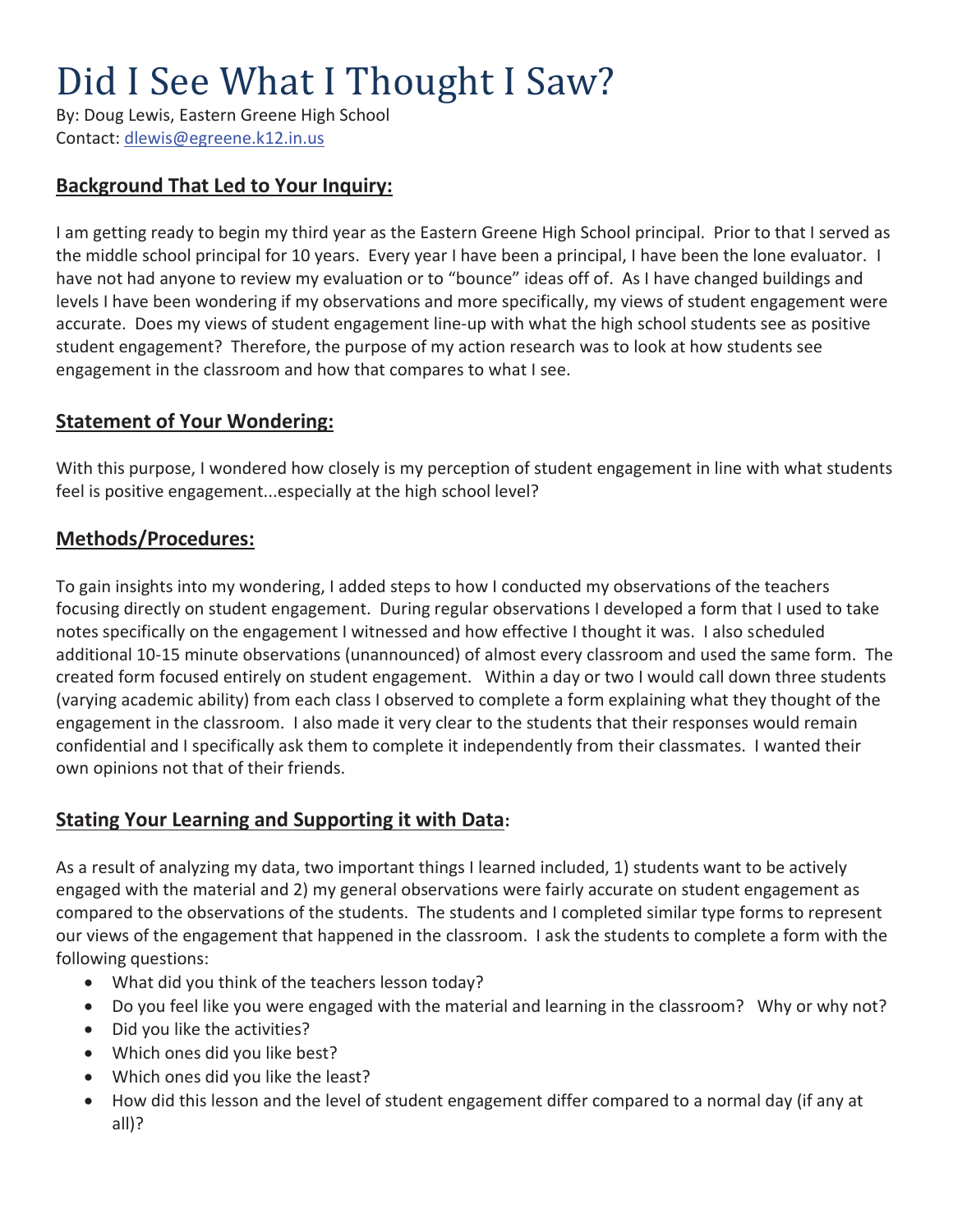# Did I See What I Thought I Saw?

By: Doug Lewis, Eastern Greene High School
Contact: dlewis@egreene.k12.in.us

## Background That Led to Your Inquiry:

I am getting ready to begin my third year as the Eastern Greene High School principal. Prior to that I served as the middle school principal for 10 years. Every year I have been a principal, I have been the lone evaluator. I have not had anyone to review my evaluation or to "bounce" ideas off of. As I have changed buildings and levels I have been wondering if my observations and more specifically, my views of student engagement were accurate. Does my views of student engagement line-up with what the high school students see as positive student engagement? Therefore, the purpose of my action research was to look at how students see engagement in the classroom and how that compares to what I see.

## Statement of Your Wondering:

With this purpose, I wondered how closely is my perception of student engagement in line with what students feel is positive engagement...especially at the high school level?

## Methods/Procedures:

To gain insights into my wondering, I added steps to how I conducted my observations of the teachers focusing directly on student engagement. During regular observations I developed a form that I used to take notes specifically on the engagement I witnessed and how effective I thought it was. I also scheduled additional 10-15 minute observations (unannounced) of almost every classroom and used the same form. The created form focused entirely on student engagement. Within a day or two I would call down three students (varying academic ability) from each class I observed to complete a form explaining what they thought of the engagement in the classroom. I also made it very clear to the students that their responses would remain confidential and I specifically ask them to complete it independently from their classmates. I wanted their own opinions not that of their friends.

## Stating Your Learning and Supporting it with Data:

As a result of analyzing my data, two important things I learned included, 1) students want to be actively engaged with the material and 2) my general observations were fairly accurate on student engagement as compared to the observations of the students. The students and I completed similar type forms to represent our views of the engagement that happened in the classroom. I ask the students to complete a form with the following questions:

- What did you think of the teachers lesson today?
- Do you feel like you were engaged with the material and learning in the classroom? Why or why not?
- Did you like the activities?
- Which ones did you like best?
- Which ones did you like the least?
- How did this lesson and the level of student engagement differ compared to a normal day (if any at all)?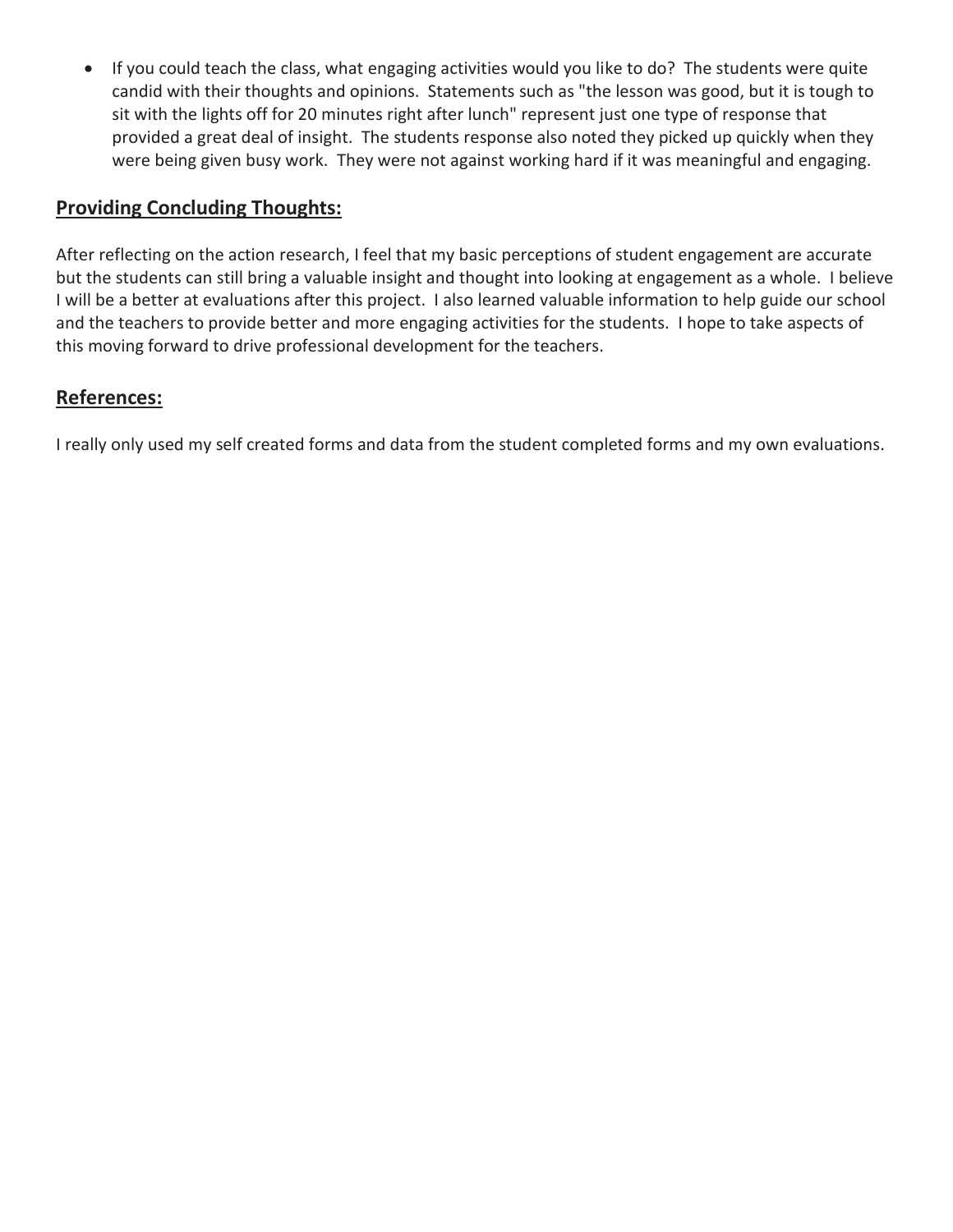- If you could teach the class, what engaging activities would you like to do? The students were quite candid with their thoughts and opinions. Statements such as "the lesson was good, but it is tough to sit with the lights off for 20 minutes right after lunch" represent just one type of response that provided a great deal of insight. The students response also noted they picked up quickly when they were being given busy work. They were not against working hard if it was meaningful and engaging.

## Providing Concluding Thoughts:

After reflecting on the action research, I feel that my basic perceptions of student engagement are accurate but the students can still bring a valuable insight and thought into looking at engagement as a whole. I believe I will be a better at evaluations after this project. I also learned valuable information to help guide our school and the teachers to provide better and more engaging activities for the students. I hope to take aspects of this moving forward to drive professional development for the teachers.

## References:

I really only used my self created forms and data from the student completed forms and my own evaluations.